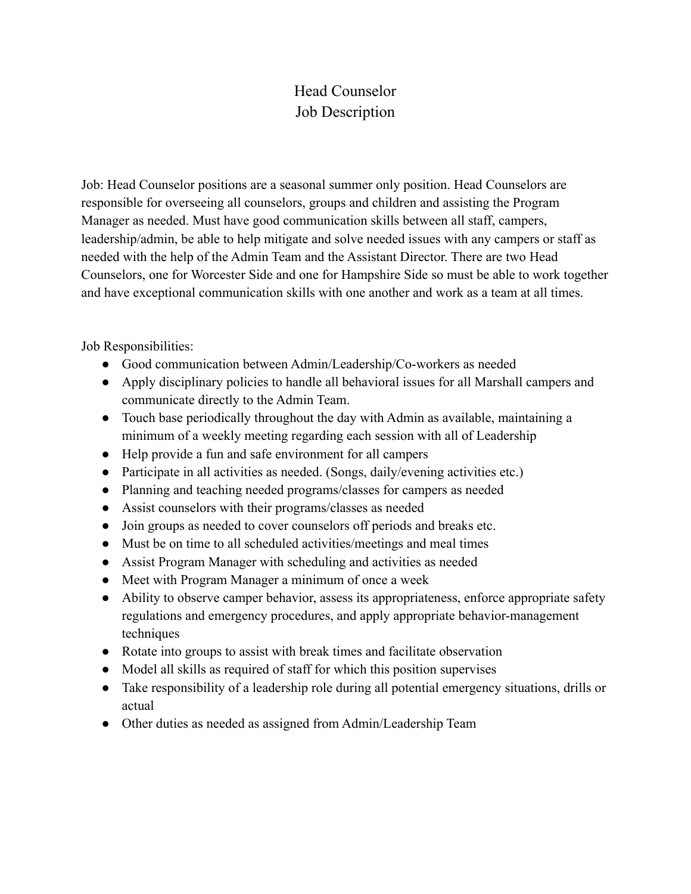# Head Counselor
# Job Description

Job: Head Counselor positions are a seasonal summer only position. Head Counselors are responsible for overseeing all counselors, groups and children and assisting the Program Manager as needed. Must have good communication skills between all staff, campers, leadership/admin, be able to help mitigate and solve needed issues with any campers or staff as needed with the help of the Admin Team and the Assistant Director. There are two Head Counselors, one for Worcester Side and one for Hampshire Side so must be able to work together and have exceptional communication skills with one another and work as a team at all times.

Job Responsibilities:

- Good communication between Admin/Leadership/Co-workers as needed
- Apply disciplinary policies to handle all behavioral issues for all Marshall campers and communicate directly to the Admin Team.
- Touch base periodically throughout the day with Admin as available, maintaining a minimum of a weekly meeting regarding each session with all of Leadership
- Help provide a fun and safe environment for all campers
- Participate in all activities as needed. (Songs, daily/evening activities etc.)
- Planning and teaching needed programs/classes for campers as needed
- Assist counselors with their programs/classes as needed
- Join groups as needed to cover counselors off periods and breaks etc.
- Must be on time to all scheduled activities/meetings and meal times
- Assist Program Manager with scheduling and activities as needed
- Meet with Program Manager a minimum of once a week
- Ability to observe camper behavior, assess its appropriateness, enforce appropriate safety regulations and emergency procedures, and apply appropriate behavior-management techniques
- Rotate into groups to assist with break times and facilitate observation
- Model all skills as required of staff for which this position supervises
- Take responsibility of a leadership role during all potential emergency situations, drills or actual
- Other duties as needed as assigned from Admin/Leadership Team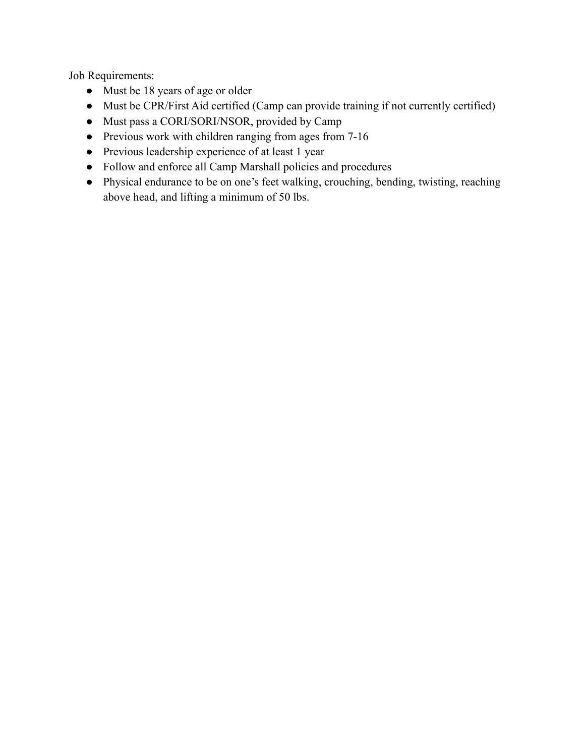Job Requirements:

- Must be 18 years of age or older
- Must be CPR/First Aid certified (Camp can provide training if not currently certified)
- Must pass a CORI/SORI/NSOR, provided by Camp
- Previous work with children ranging from ages from 7-16
- Previous leadership experience of at least 1 year
- Follow and enforce all Camp Marshall policies and procedures
- Physical endurance to be on one's feet walking, crouching, bending, twisting, reaching above head, and lifting a minimum of 50 lbs.